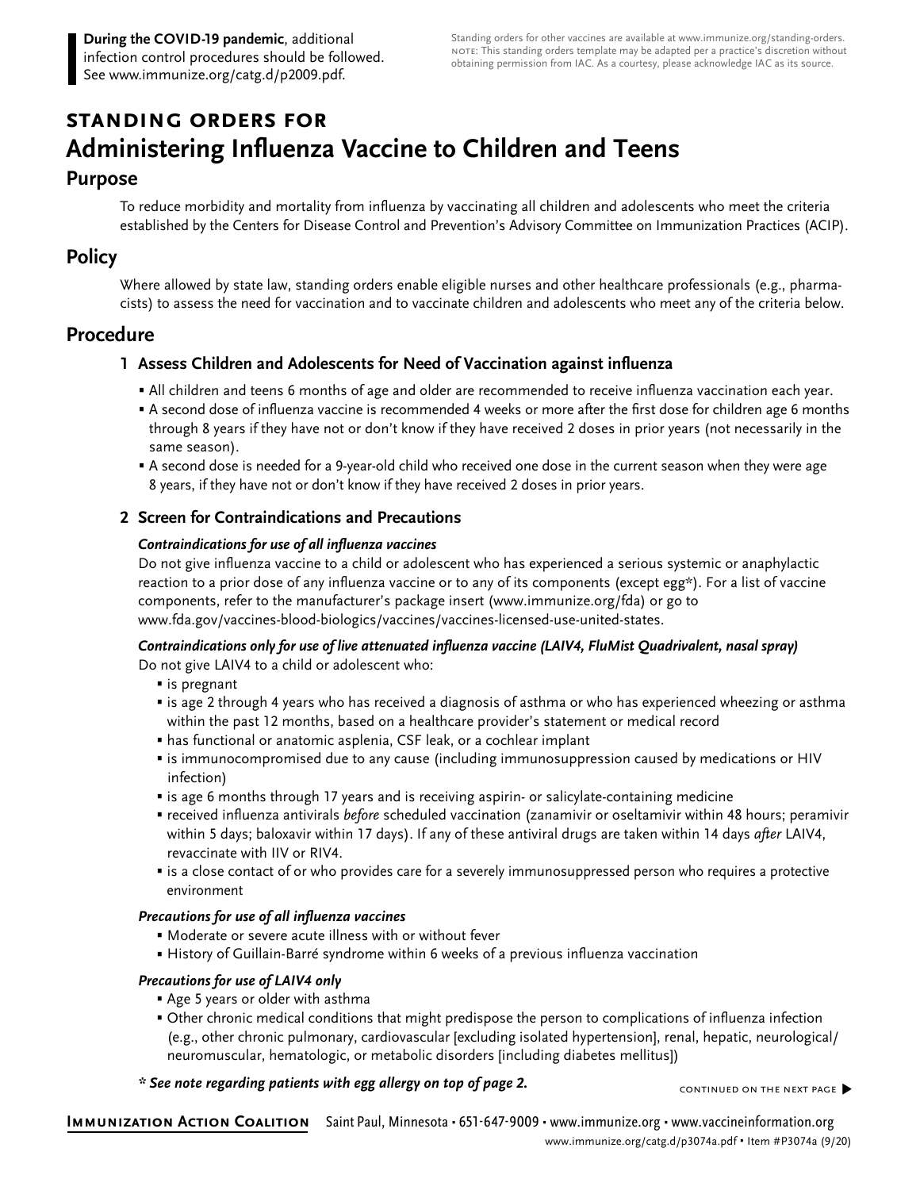**During the COVID-19 pandemic**, additional infection control procedures should be followed. See www.immunize.org/catg.d/p2009.pdf.

Standing orders for other vaccines are available at www.immunize.org/standing-orders. NOTE: This standing orders template may be adapted per a practice's discretion without obtaining permission from IAC. As a courtesy, please acknowledge IAC as its source.

# STANDING ORDERS FOR Administering Influenza Vaccine to Children and Teens

## Purpose

To reduce morbidity and mortality from influenza by vaccinating all children and adolescents who meet the criteria established by the Centers for Disease Control and Prevention's Advisory Committee on Immunization Practices (ACIP).

## Policy

Where allowed by state law, standing orders enable eligible nurses and other healthcare professionals (e.g., pharmacists) to assess the need for vaccination and to vaccinate children and adolescents who meet any of the criteria below.

## Procedure

### 1 Assess Children and Adolescents for Need of Vaccination against influenza

- All children and teens 6 months of age and older are recommended to receive influenza vaccination each year.
- A second dose of influenza vaccine is recommended 4 weeks or more after the first dose for children age 6 months through 8 years if they have not or don't know if they have received 2 doses in prior years (not necessarily in the same season).
- A second dose is needed for a 9-year-old child who received one dose in the current season when they were age 8 years, if they have not or don't know if they have received 2 doses in prior years.

### 2 Screen for Contraindications and Precautions

***Contraindications for use of all influenza vaccines***

Do not give influenza vaccine to a child or adolescent who has experienced a serious systemic or anaphylactic reaction to a prior dose of any influenza vaccine or to any of its components (except egg*). For a list of vaccine components, refer to the manufacturer's package insert (www.immunize.org/fda) or go to www.fda.gov/vaccines-blood-biologics/vaccines/vaccines-licensed-use-united-states.

***Contraindications only for use of live attenuated influenza vaccine (LAIV4, FluMist Quadrivalent, nasal spray)***

Do not give LAIV4 to a child or adolescent who:

- is pregnant
- is age 2 through 4 years who has received a diagnosis of asthma or who has experienced wheezing or asthma within the past 12 months, based on a healthcare provider's statement or medical record
- has functional or anatomic asplenia, CSF leak, or a cochlear implant
- is immunocompromised due to any cause (including immunosuppression caused by medications or HIV infection)
- is age 6 months through 17 years and is receiving aspirin- or salicylate-containing medicine
- received influenza antivirals *before* scheduled vaccination (zanamivir or oseltamivir within 48 hours; peramivir within 5 days; baloxavir within 17 days). If any of these antiviral drugs are taken within 14 days *after* LAIV4, revaccinate with IIV or RIV4.
- is a close contact of or who provides care for a severely immunosuppressed person who requires a protective environment

***Precautions for use of all influenza vaccines***

- Moderate or severe acute illness with or without fever
- History of Guillain-Barré syndrome within 6 weeks of a previous influenza vaccination

***Precautions for use of LAIV4 only***

- Age 5 years or older with asthma
- Other chronic medical conditions that might predispose the person to complications of influenza infection (e.g., other chronic pulmonary, cardiovascular [excluding isolated hypertension], renal, hepatic, neurological/neuromuscular, hematologic, or metabolic disorders [including diabetes mellitus])

***\* See note regarding patients with egg allergy on top of page 2.***

CONTINUED ON THE NEXT PAGE ▶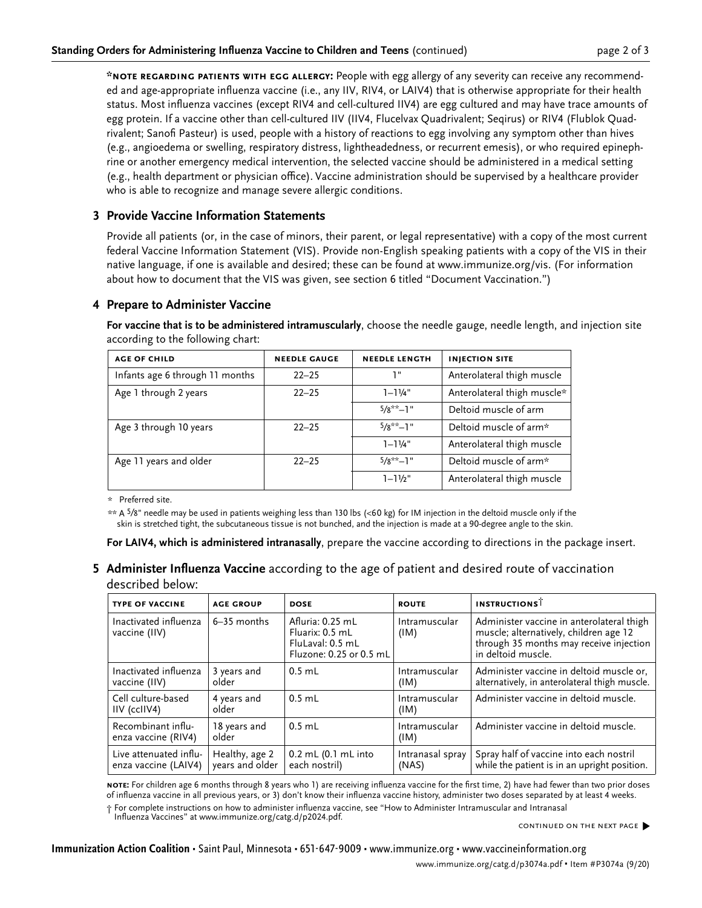**\*NOTE REGARDING PATIENTS WITH EGG ALLERGY:** People with egg allergy of any severity can receive any recommended and age-appropriate influenza vaccine (i.e., any IIV, RIV4, or LAIV4) that is otherwise appropriate for their health status. Most influenza vaccines (except RIV4 and cell-cultured IIV4) are egg cultured and may have trace amounts of egg protein. If a vaccine other than cell-cultured IIV (IIV4, Flucelvax Quadrivalent; Seqirus) or RIV4 (Flublok Quadrivalent; Sanofi Pasteur) is used, people with a history of reactions to egg involving any symptom other than hives (e.g., angioedema or swelling, respiratory distress, lightheadedness, or recurrent emesis), or who required epinephrine or another emergency medical intervention, the selected vaccine should be administered in a medical setting (e.g., health department or physician office). Vaccine administration should be supervised by a healthcare provider who is able to recognize and manage severe allergic conditions.

## 3 Provide Vaccine Information Statements

Provide all patients (or, in the case of minors, their parent, or legal representative) with a copy of the most current federal Vaccine Information Statement (VIS). Provide non-English speaking patients with a copy of the VIS in their native language, if one is available and desired; these can be found at www.immunize.org/vis. (For information about how to document that the VIS was given, see section 6 titled "Document Vaccination.")

## 4 Prepare to Administer Vaccine

**For vaccine that is to be administered intramuscularly**, choose the needle gauge, needle length, and injection site according to the following chart:

| AGE OF CHILD | NEEDLE GAUGE | NEEDLE LENGTH | INJECTION SITE |
|---|---|---|---|
| Infants age 6 through 11 months | 22–25 | 1" | Anterolateral thigh muscle |
| Age 1 through 2 years | 22–25 | 1–1¼" | Anterolateral thigh muscle* |
| | | 5/8**–1" | Deltoid muscle of arm |
| Age 3 through 10 years | 22–25 | 5/8**–1" | Deltoid muscle of arm* |
| | | 1–1¼" | Anterolateral thigh muscle |
| Age 11 years and older | 22–25 | 5/8**–1" | Deltoid muscle of arm* |
| | | 1–1½" | Anterolateral thigh muscle |

\* Preferred site.

\*\* A 5/8" needle may be used in patients weighing less than 130 lbs (<60 kg) for IM injection in the deltoid muscle only if the skin is stretched tight, the subcutaneous tissue is not bunched, and the injection is made at a 90-degree angle to the skin.

**For LAIV4, which is administered intranasally**, prepare the vaccine according to directions in the package insert.

## 5 Administer Influenza Vaccine according to the age of patient and desired route of vaccination described below:

| TYPE OF VACCINE | AGE GROUP | DOSE | ROUTE | INSTRUCTIONS† |
|---|---|---|---|---|
| Inactivated influenza vaccine (IIV) | 6–35 months | Afluria: 0.25 mL<br>Fluarix: 0.5 mL<br>FluLaval: 0.5 mL<br>Fluzone: 0.25 or 0.5 mL | Intramuscular (IM) | Administer vaccine in anterolateral thigh muscle; alternatively, children age 12 through 35 months may receive injection in deltoid muscle. |
| Inactivated influenza vaccine (IIV) | 3 years and older | 0.5 mL | Intramuscular (IM) | Administer vaccine in deltoid muscle or, alternatively, in anterolateral thigh muscle. |
| Cell culture-based IIV (ccIIV4) | 4 years and older | 0.5 mL | Intramuscular (IM) | Administer vaccine in deltoid muscle. |
| Recombinant influenza vaccine (RIV4) | 18 years and older | 0.5 mL | Intramuscular (IM) | Administer vaccine in deltoid muscle. |
| Live attenuated influenza vaccine (LAIV4) | Healthy, age 2 years and older | 0.2 mL (0.1 mL into each nostril) | Intranasal spray (NAS) | Spray half of vaccine into each nostril while the patient is in an upright position. |

**NOTE:** For children age 6 months through 8 years who 1) are receiving influenza vaccine for the first time, 2) have had fewer than two prior doses of influenza vaccine in all previous years, or 3) don't know their influenza vaccine history, administer two doses separated by at least 4 weeks.

† For complete instructions on how to administer influenza vaccine, see "How to Administer Intramuscular and Intranasal Influenza Vaccines" at www.immunize.org/catg.d/p2024.pdf.

CONTINUED ON THE NEXT PAGE ▶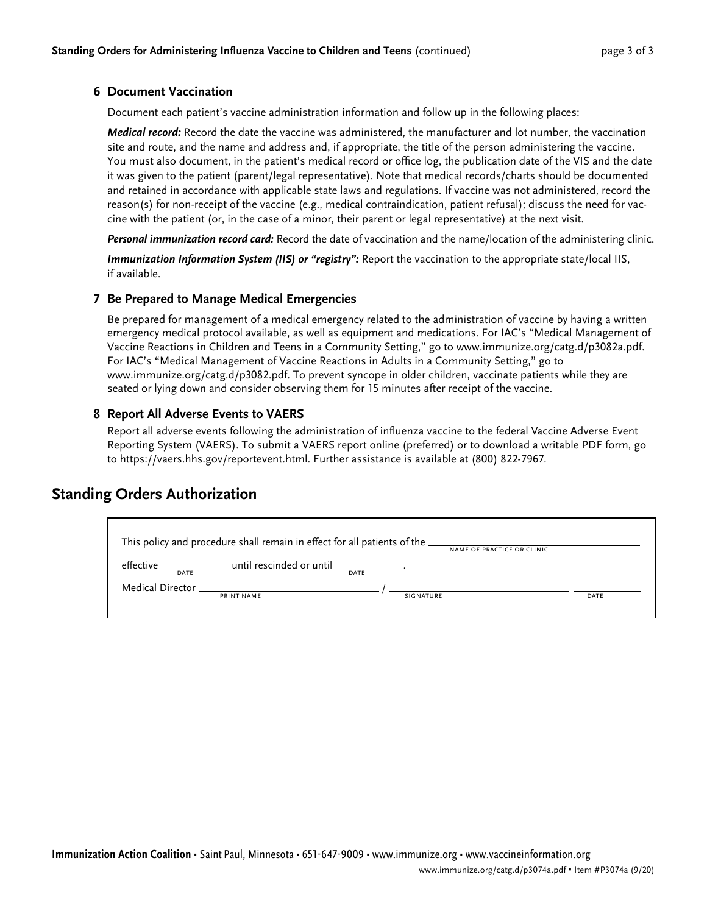### 6 Document Vaccination

Document each patient's vaccine administration information and follow up in the following places:

***Medical record:*** Record the date the vaccine was administered, the manufacturer and lot number, the vaccination site and route, and the name and address and, if appropriate, the title of the person administering the vaccine. You must also document, in the patient's medical record or office log, the publication date of the VIS and the date it was given to the patient (parent/legal representative). Note that medical records/charts should be documented and retained in accordance with applicable state laws and regulations. If vaccine was not administered, record the reason(s) for non-receipt of the vaccine (e.g., medical contraindication, patient refusal); discuss the need for vaccine with the patient (or, in the case of a minor, their parent or legal representative) at the next visit.

***Personal immunization record card:*** Record the date of vaccination and the name/location of the administering clinic.

***Immunization Information System (IIS) or "registry":*** Report the vaccination to the appropriate state/local IIS, if available.

### 7 Be Prepared to Manage Medical Emergencies

Be prepared for management of a medical emergency related to the administration of vaccine by having a written emergency medical protocol available, as well as equipment and medications. For IAC's "Medical Management of Vaccine Reactions in Children and Teens in a Community Setting," go to www.immunize.org/catg.d/p3082a.pdf. For IAC's "Medical Management of Vaccine Reactions in Adults in a Community Setting," go to www.immunize.org/catg.d/p3082.pdf. To prevent syncope in older children, vaccinate patients while they are seated or lying down and consider observing them for 15 minutes after receipt of the vaccine.

### 8 Report All Adverse Events to VAERS

Report all adverse events following the administration of influenza vaccine to the federal Vaccine Adverse Event Reporting System (VAERS). To submit a VAERS report online (preferred) or to download a writable PDF form, go to https://vaers.hhs.gov/reportevent.html. Further assistance is available at (800) 822-7967.

## Standing Orders Authorization

This policy and procedure shall remain in effect for all patients of the ____________________ (NAME OF PRACTICE OR CLINIC)

effective __________ (DATE) until rescinded or until __________ (DATE).

Medical Director ____________________ (PRINT NAME) / ____________________ (SIGNATURE) __________ (DATE)

**Immunization Action Coalition** • Saint Paul, Minnesota • 651-647-9009 • www.immunize.org • www.vaccineinformation.org

www.immunize.org/catg.d/p3074a.pdf • Item #P3074a (9/20)